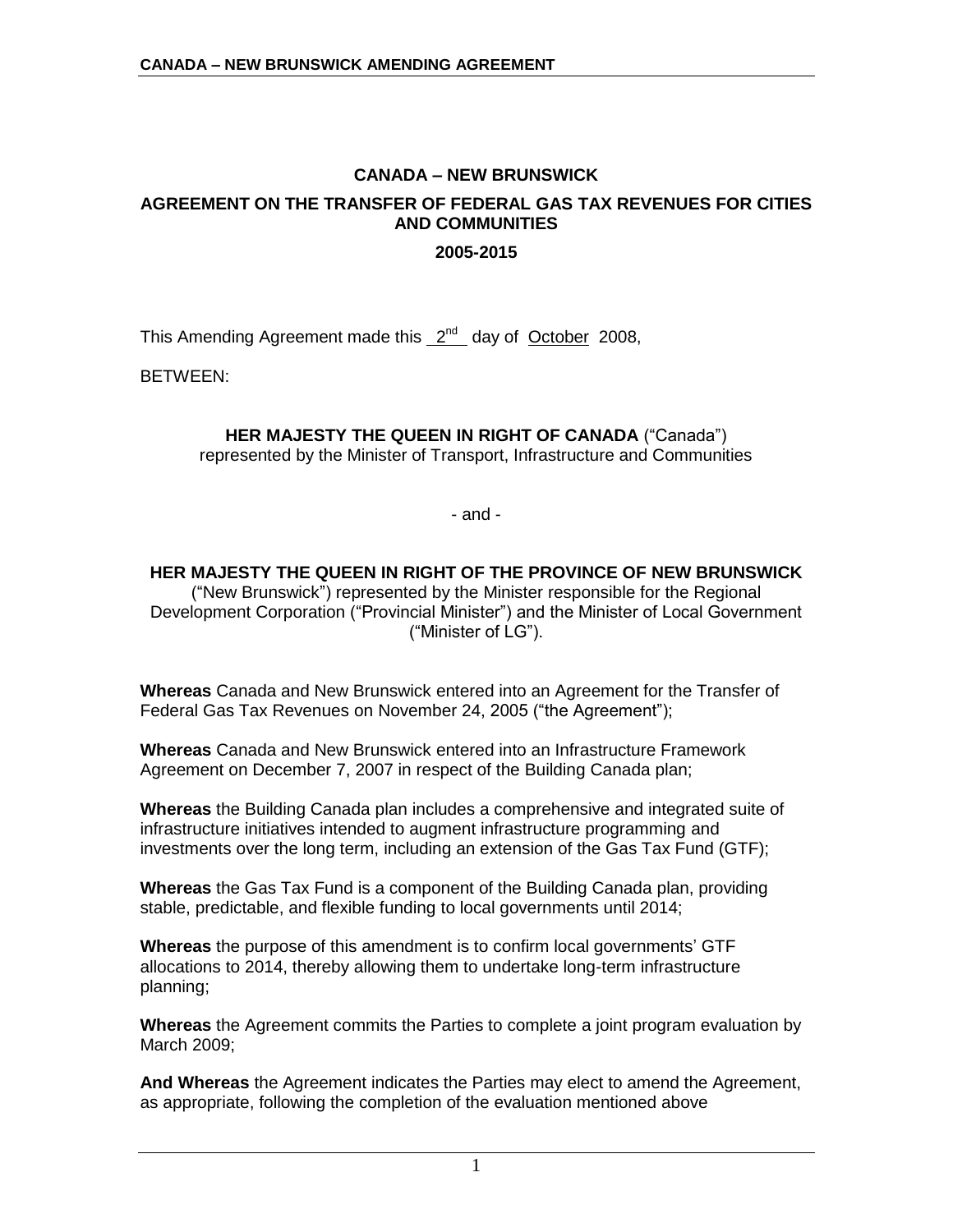# CANADA – NEW BRUNSWICK

## AGREEMENT ON THE TRANSFER OF FEDERAL GAS TAX REVENUES FOR CITIES AND COMMUNITIES

### 2005-2015

This Amending Agreement made this 2nd day of October 2008,

BETWEEN:

**HER MAJESTY THE QUEEN IN RIGHT OF CANADA** ("Canada") represented by the Minister of Transport, Infrastructure and Communities

- and -

**HER MAJESTY THE QUEEN IN RIGHT OF THE PROVINCE OF NEW BRUNSWICK** ("New Brunswick") represented by the Minister responsible for the Regional Development Corporation ("Provincial Minister") and the Minister of Local Government ("Minister of LG").

**Whereas** Canada and New Brunswick entered into an Agreement for the Transfer of Federal Gas Tax Revenues on November 24, 2005 ("the Agreement");

**Whereas** Canada and New Brunswick entered into an Infrastructure Framework Agreement on December 7, 2007 in respect of the Building Canada plan;

**Whereas** the Building Canada plan includes a comprehensive and integrated suite of infrastructure initiatives intended to augment infrastructure programming and investments over the long term, including an extension of the Gas Tax Fund (GTF);

**Whereas** the Gas Tax Fund is a component of the Building Canada plan, providing stable, predictable, and flexible funding to local governments until 2014;

**Whereas** the purpose of this amendment is to confirm local governments' GTF allocations to 2014, thereby allowing them to undertake long-term infrastructure planning;

**Whereas** the Agreement commits the Parties to complete a joint program evaluation by March 2009;

**And Whereas** the Agreement indicates the Parties may elect to amend the Agreement, as appropriate, following the completion of the evaluation mentioned above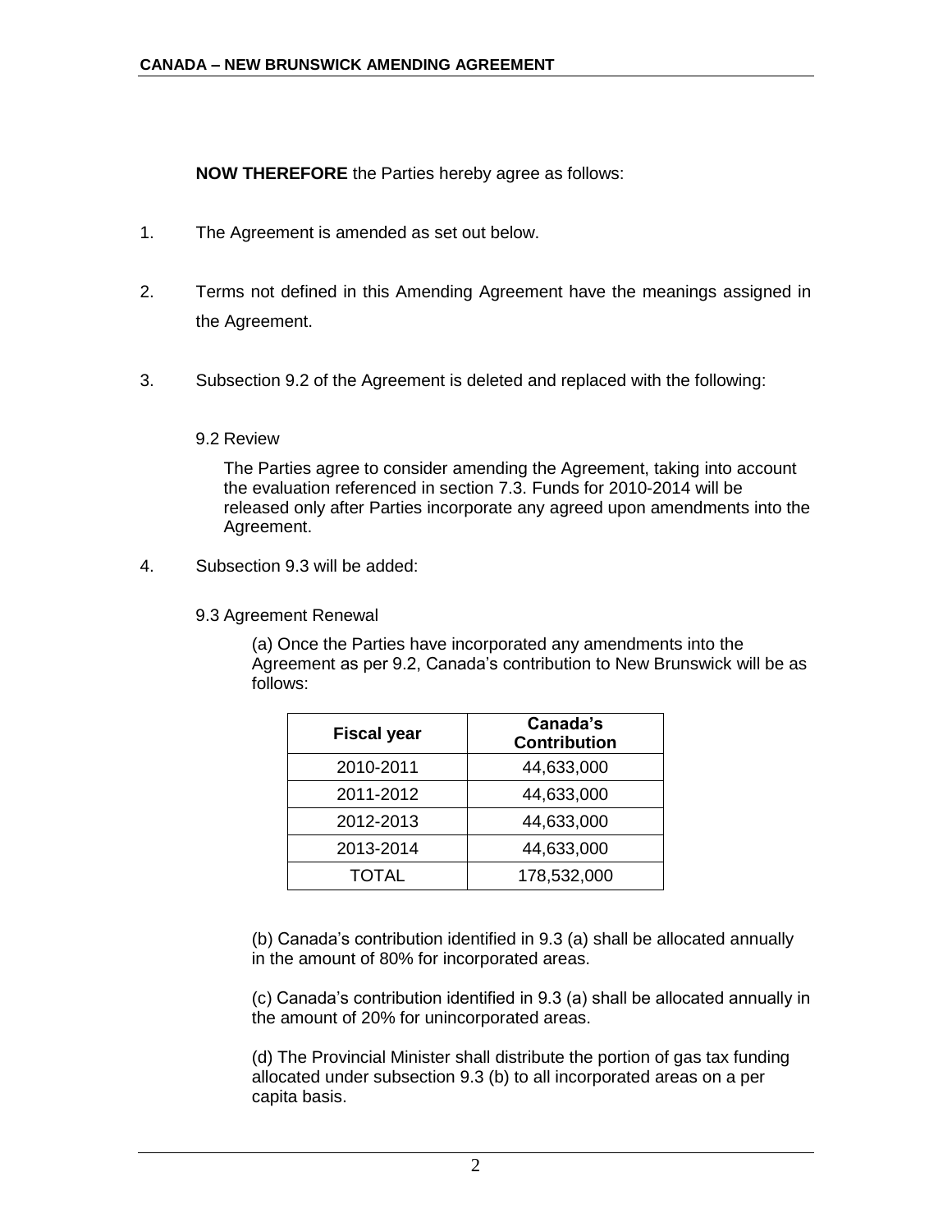**NOW THEREFORE** the Parties hereby agree as follows:

1. The Agreement is amended as set out below.

2. Terms not defined in this Amending Agreement have the meanings assigned in the Agreement.

3. Subsection 9.2 of the Agreement is deleted and replaced with the following:

   9.2 Review

   The Parties agree to consider amending the Agreement, taking into account the evaluation referenced in section 7.3. Funds for 2010-2014 will be released only after Parties incorporate any agreed upon amendments into the Agreement.

4. Subsection 9.3 will be added:

   9.3 Agreement Renewal

   (a) Once the Parties have incorporated any amendments into the Agreement as per 9.2, Canada's contribution to New Brunswick will be as follows:

| Fiscal year | Canada's Contribution |
|---|---|
| 2010-2011 | 44,633,000 |
| 2011-2012 | 44,633,000 |
| 2012-2013 | 44,633,000 |
| 2013-2014 | 44,633,000 |
| TOTAL | 178,532,000 |

   (b) Canada's contribution identified in 9.3 (a) shall be allocated annually in the amount of 80% for incorporated areas.

   (c) Canada's contribution identified in 9.3 (a) shall be allocated annually in the amount of 20% for unincorporated areas.

   (d) The Provincial Minister shall distribute the portion of gas tax funding allocated under subsection 9.3 (b) to all incorporated areas on a per capita basis.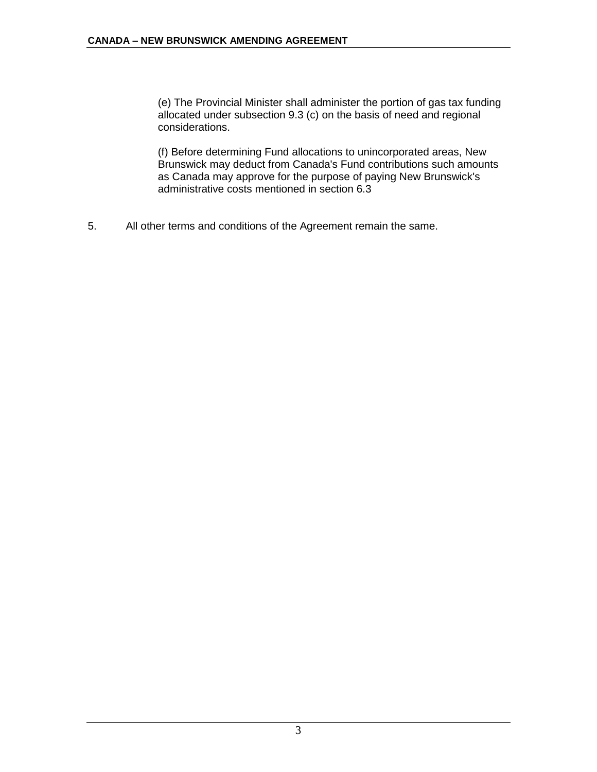(e) The Provincial Minister shall administer the portion of gas tax funding allocated under subsection 9.3 (c) on the basis of need and regional considerations.

(f) Before determining Fund allocations to unincorporated areas, New Brunswick may deduct from Canada's Fund contributions such amounts as Canada may approve for the purpose of paying New Brunswick's administrative costs mentioned in section 6.3

5. All other terms and conditions of the Agreement remain the same.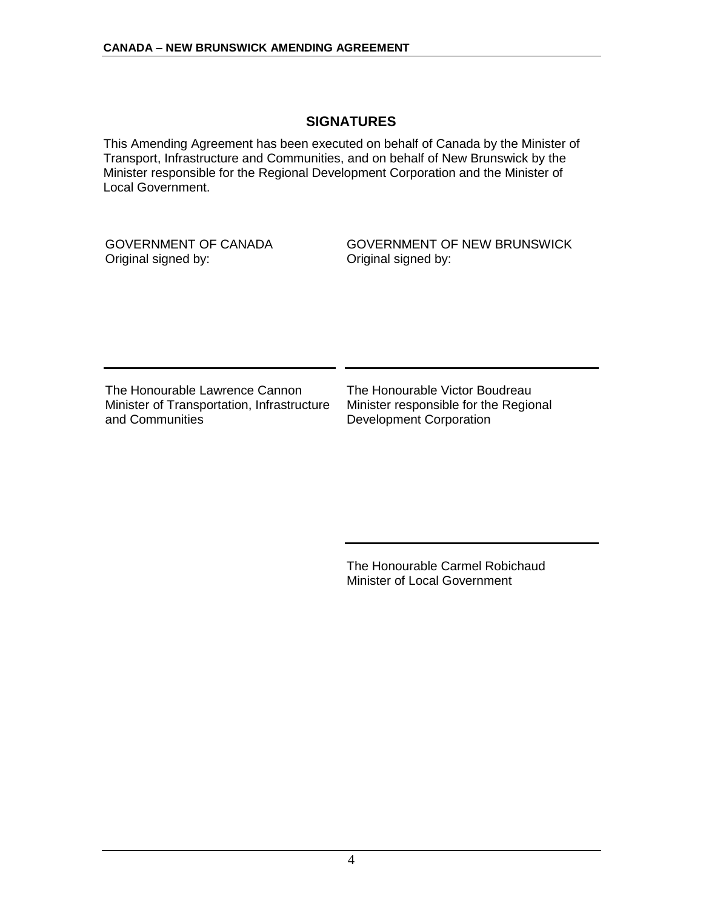## SIGNATURES

This Amending Agreement has been executed on behalf of Canada by the Minister of Transport, Infrastructure and Communities, and on behalf of New Brunswick by the Minister responsible for the Regional Development Corporation and the Minister of Local Government.

GOVERNMENT OF CANADA
Original signed by:

The Honourable Lawrence Cannon
Minister of Transportation, Infrastructure and Communities

GOVERNMENT OF NEW BRUNSWICK
Original signed by:

The Honourable Victor Boudreau
Minister responsible for the Regional Development Corporation

The Honourable Carmel Robichaud
Minister of Local Government